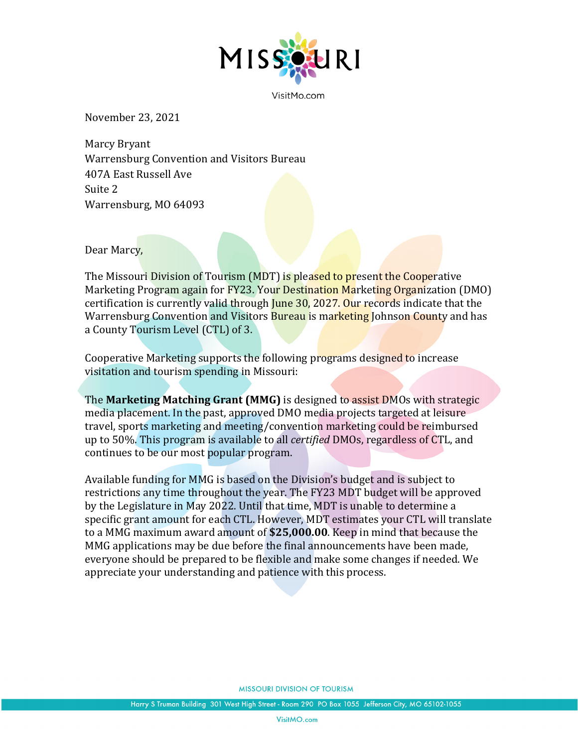MISSOURI

VisitMo.com

November 23, 2021

Marcy Bryant
Warrensburg Convention and Visitors Bureau
407A East Russell Ave
Suite 2
Warrensburg, MO 64093

Dear Marcy,

The Missouri Division of Tourism (MDT) is pleased to present the Cooperative Marketing Program again for FY23. Your Destination Marketing Organization (DMO) certification is currently valid through June 30, 2027. Our records indicate that the Warrensburg Convention and Visitors Bureau is marketing Johnson County and has a County Tourism Level (CTL) of 3.

Cooperative Marketing supports the following programs designed to increase visitation and tourism spending in Missouri:

The **Marketing Matching Grant (MMG)** is designed to assist DMOs with strategic media placement. In the past, approved DMO media projects targeted at leisure travel, sports marketing and meeting/convention marketing could be reimbursed up to 50%. This program is available to all *certified* DMOs, regardless of CTL, and continues to be our most popular program.

Available funding for MMG is based on the Division's budget and is subject to restrictions any time throughout the year. The FY23 MDT budget will be approved by the Legislature in May 2022. Until that time, MDT is unable to determine a specific grant amount for each CTL. However, MDT estimates your CTL will translate to a MMG maximum award amount of **$25,000.00**. Keep in mind that because the MMG applications may be due before the final announcements have been made, everyone should be prepared to be flexible and make some changes if needed. We appreciate your understanding and patience with this process.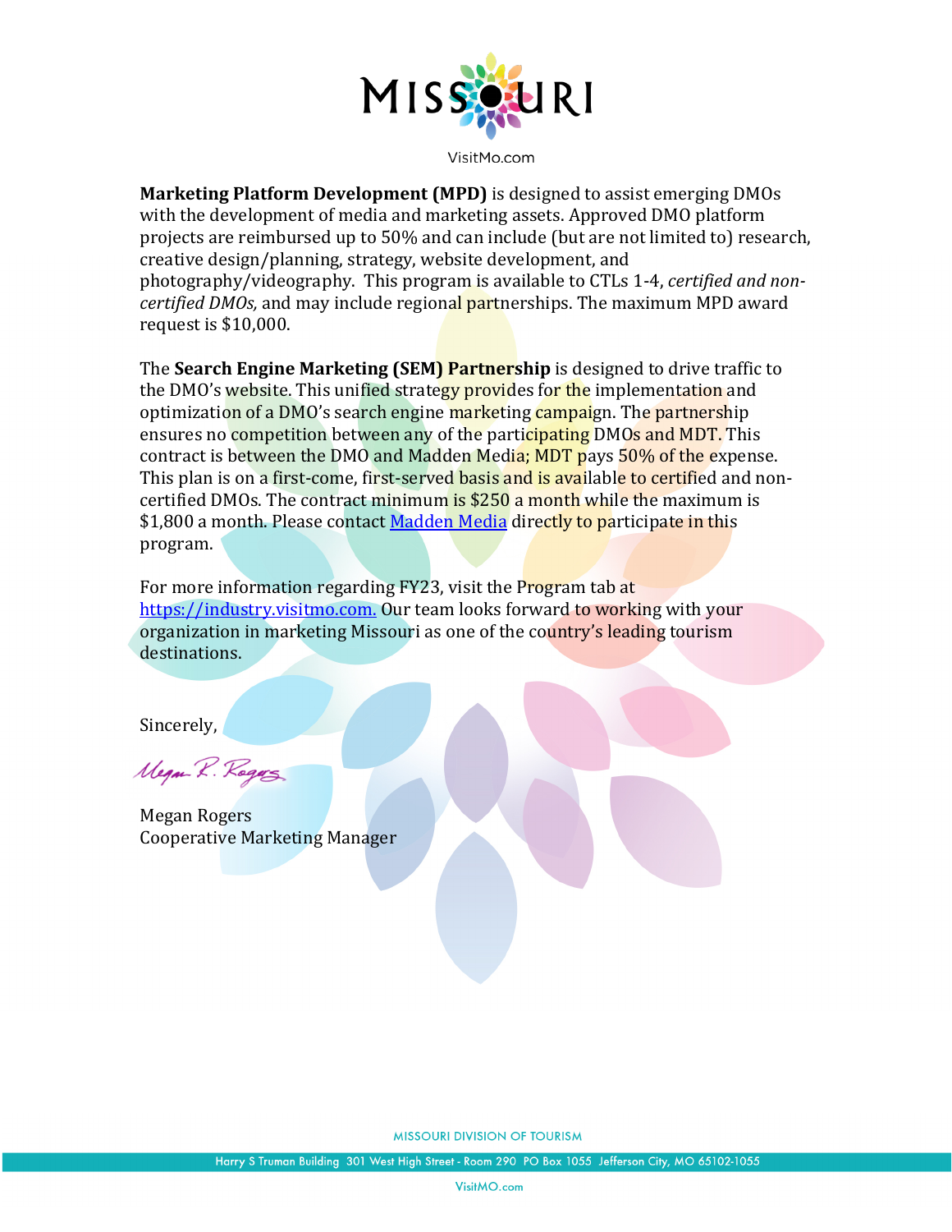**Marketing Platform Development (MPD)** is designed to assist emerging DMOs with the development of media and marketing assets. Approved DMO platform projects are reimbursed up to 50% and can include (but are not limited to) research, creative design/planning, strategy, website development, and photography/videography. This program is available to CTLs 1-4, *certified and non-certified DMOs,* and may include regional partnerships. The maximum MPD award request is $10,000.

The **Search Engine Marketing (SEM) Partnership** is designed to drive traffic to the DMO's website. This unified strategy provides for the implementation and optimization of a DMO's search engine marketing campaign. The partnership ensures no competition between any of the participating DMOs and MDT. This contract is between the DMO and Madden Media; MDT pays 50% of the expense. This plan is on a first-come, first-served basis and is available to certified and non-certified DMOs. The contract minimum is $250 a month while the maximum is $1,800 a month. Please contact Madden Media directly to participate in this program.

For more information regarding FY23, visit the Program tab at https://industry.visitmo.com. Our team looks forward to working with your organization in marketing Missouri as one of the country's leading tourism destinations.

Sincerely,

Megan R. Rogers

Megan Rogers
Cooperative Marketing Manager